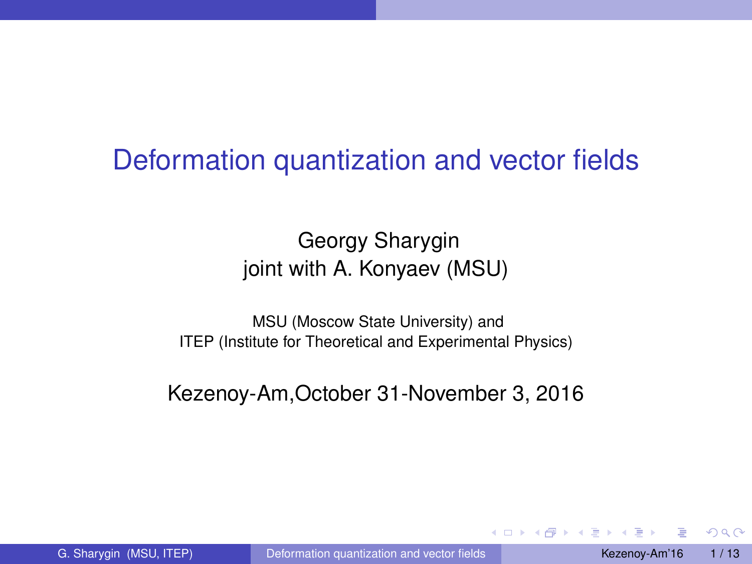# Deformation quantization and vector fields

Georgy Sharygin
joint with A. Konyaev (MSU)

MSU (Moscow State University) and
ITEP (Institute for Theoretical and Experimental Physics)

Kezenoy-Am,October 31-November 3, 2016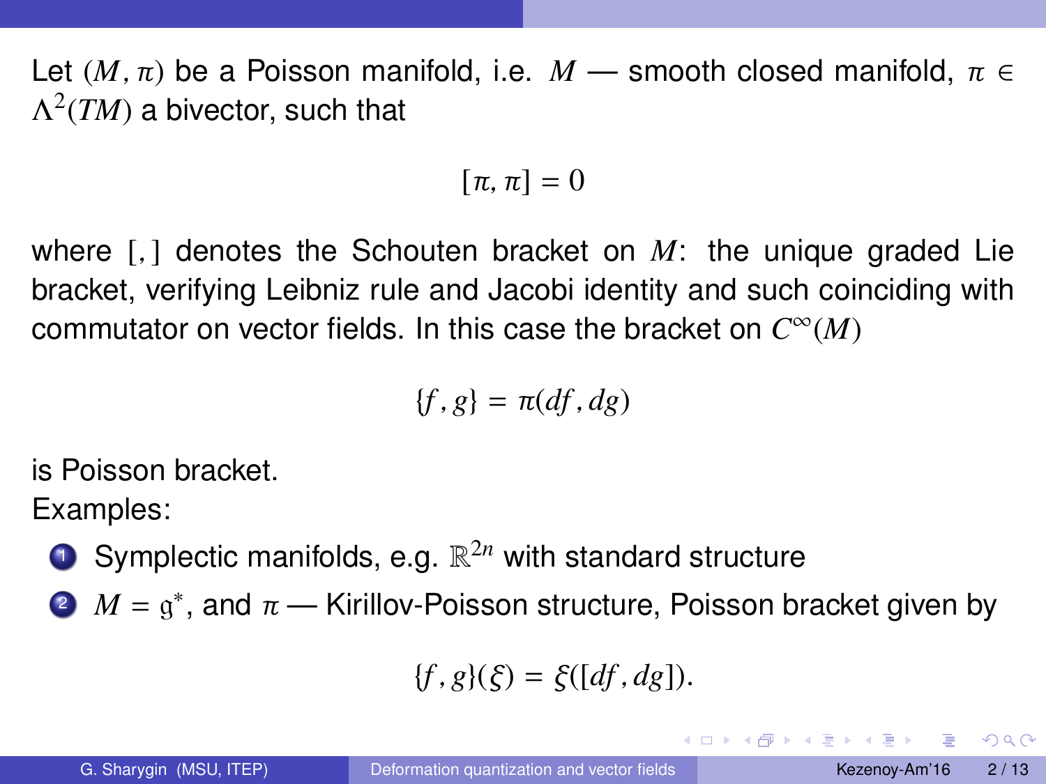Let $(M, \pi)$ be a Poisson manifold, i.e. $M$ — smooth closed manifold, $\pi \in \Lambda^2(TM)$ a bivector, such that

$$[\pi, \pi] = 0$$

where $[,]$ denotes the Schouten bracket on $M$: the unique graded Lie bracket, verifying Leibniz rule and Jacobi identity and such coinciding with commutator on vector fields. In this case the bracket on $C^\infty(M)$

$$\{f, g\} = \pi(df, dg)$$

is Poisson bracket.

Examples:

1. Symplectic manifolds, e.g. $\mathbb{R}^{2n}$ with standard structure
2. $M = \mathfrak{g}^*$, and $\pi$ — Kirillov-Poisson structure, Poisson bracket given by

$$\{f, g\}(\xi) = \xi([df, dg]).$$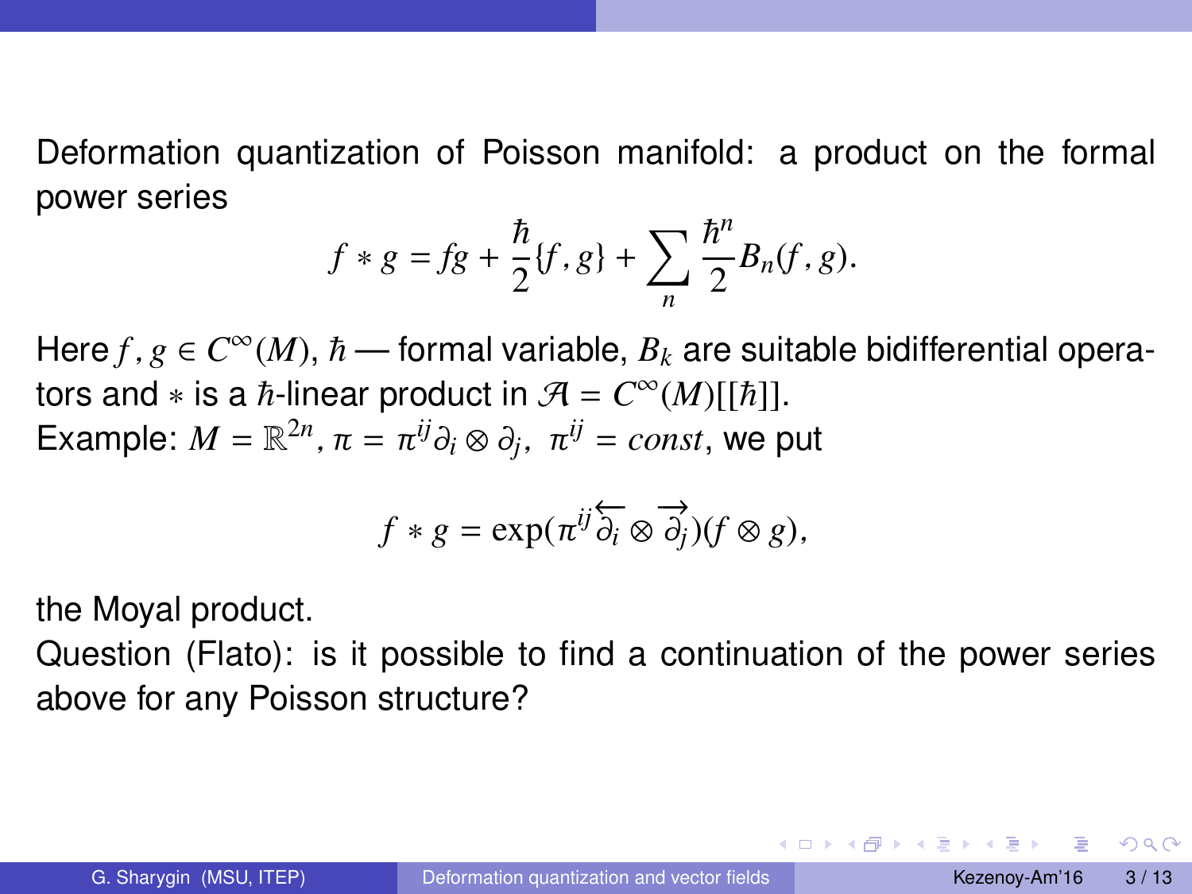Deformation quantization of Poisson manifold: a product on the formal power series

$$f * g = fg + \frac{\hbar}{2}\{f, g\} + \sum_n \frac{\hbar^n}{2} B_n(f, g).$$

Here $f, g \in C^\infty(M)$, $\hbar$ — formal variable, $B_k$ are suitable bidifferential operators and $*$ is a $\hbar$-linear product in $\mathcal{A} = C^\infty(M)[[\hbar]]$.

Example: $M = \mathbb{R}^{2n}$, $\pi = \pi^{ij}\partial_i \otimes \partial_j$, $\pi^{ij} = const$, we put

$$f * g = \exp(\pi^{ij}\overleftarrow{\partial_i} \otimes \overrightarrow{\partial_j})(f \otimes g),$$

the Moyal product.

Question (Flato): is it possible to find a continuation of the power series above for any Poisson structure?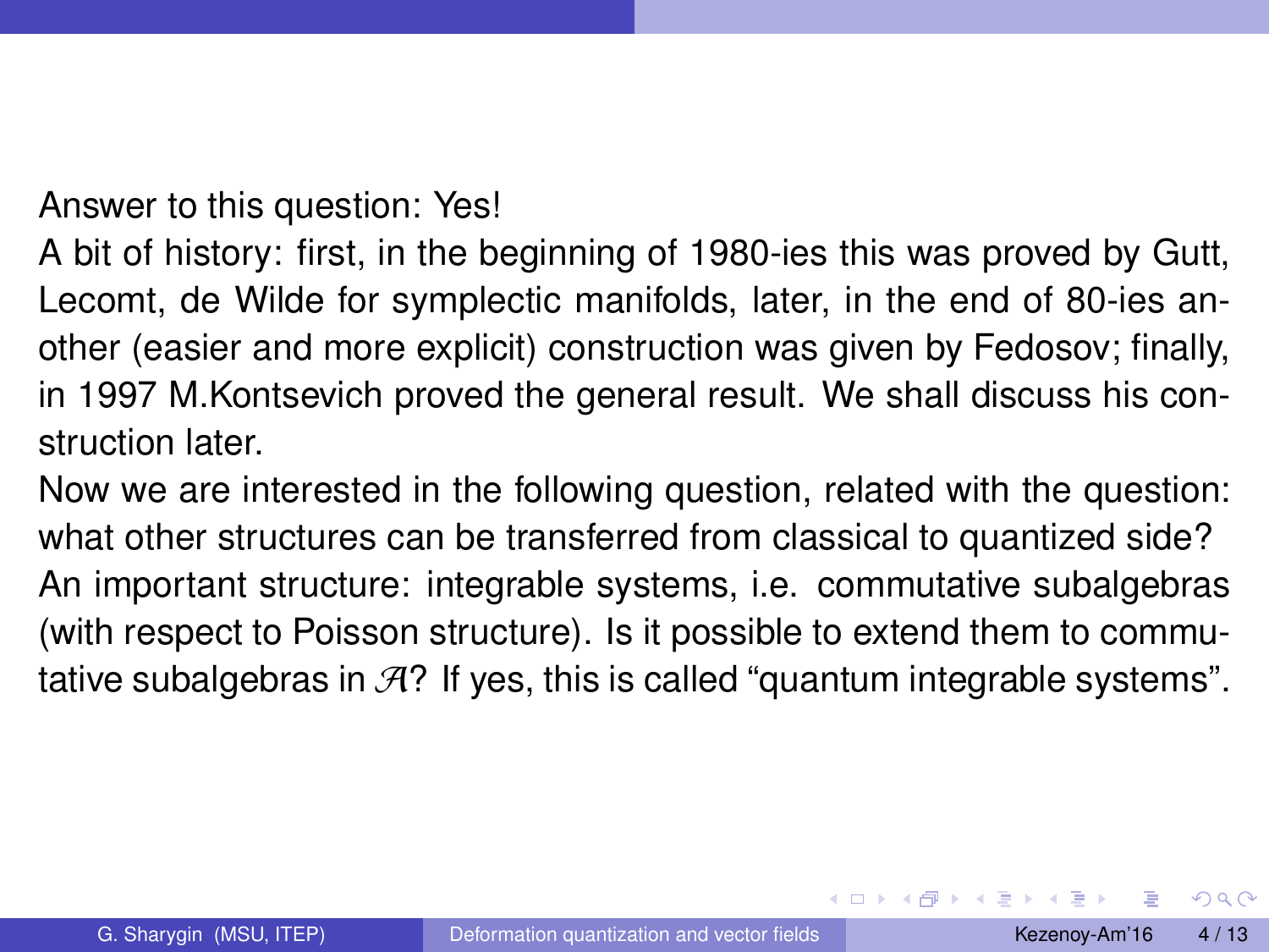Answer to this question: Yes!
A bit of history: first, in the beginning of 1980-ies this was proved by Gutt, Lecomt, de Wilde for symplectic manifolds, later, in the end of 80-ies another (easier and more explicit) construction was given by Fedosov; finally, in 1997 M.Kontsevich proved the general result. We shall discuss his construction later.
Now we are interested in the following question, related with the question: what other structures can be transferred from classical to quantized side? An important structure: integrable systems, i.e. commutative subalgebras (with respect to Poisson structure). Is it possible to extend them to commutative subalgebras in $\mathcal{A}$? If yes, this is called "quantum integrable systems".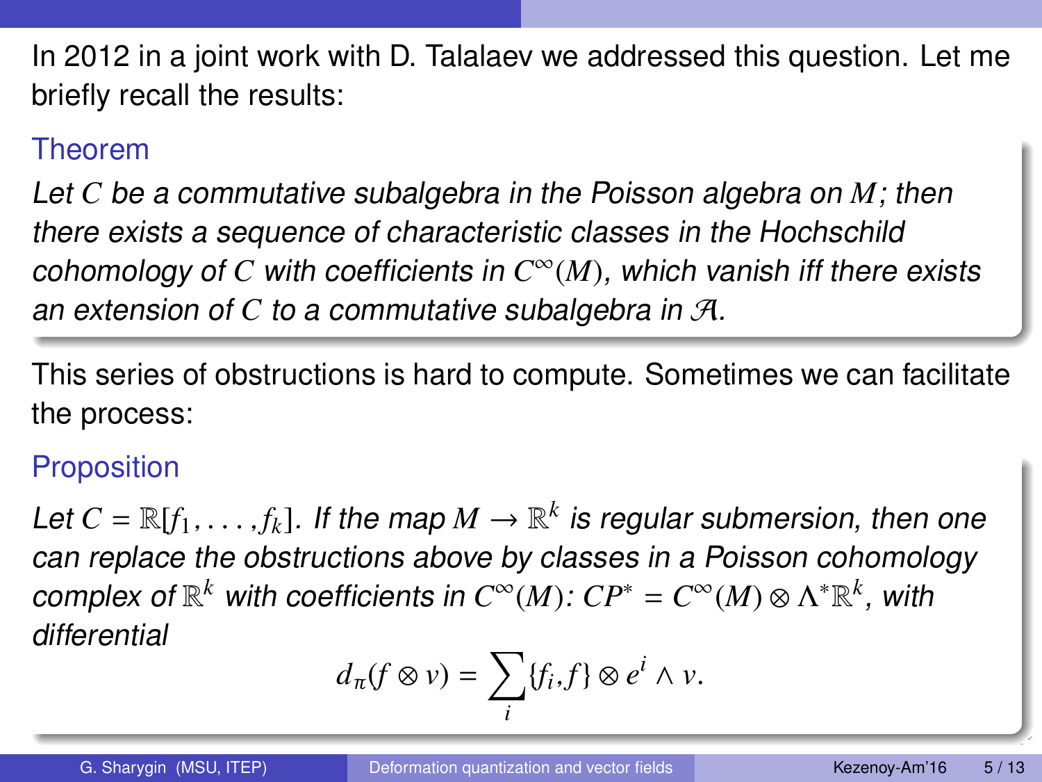In 2012 in a joint work with D. Talalaev we addressed this question. Let me briefly recall the results:

### Theorem

*Let $C$ be a commutative subalgebra in the Poisson algebra on $M$; then there exists a sequence of characteristic classes in the Hochschild cohomology of $C$ with coefficients in $C^\infty(M)$, which vanish iff there exists an extension of $C$ to a commutative subalgebra in $\mathcal{A}$.*

This series of obstructions is hard to compute. Sometimes we can facilitate the process:

### Proposition

*Let $C = \mathbb{R}[f_1, \dots, f_k]$. If the map $M \to \mathbb{R}^k$ is regular submersion, then one can replace the obstructions above by classes in a Poisson cohomology complex of $\mathbb{R}^k$ with coefficients in $C^\infty(M)$: $CP^* = C^\infty(M) \otimes \Lambda^* \mathbb{R}^k$, with differential*

$$d_\pi(f \otimes v) = \sum_i \{f_i, f\} \otimes e^i \wedge v.$$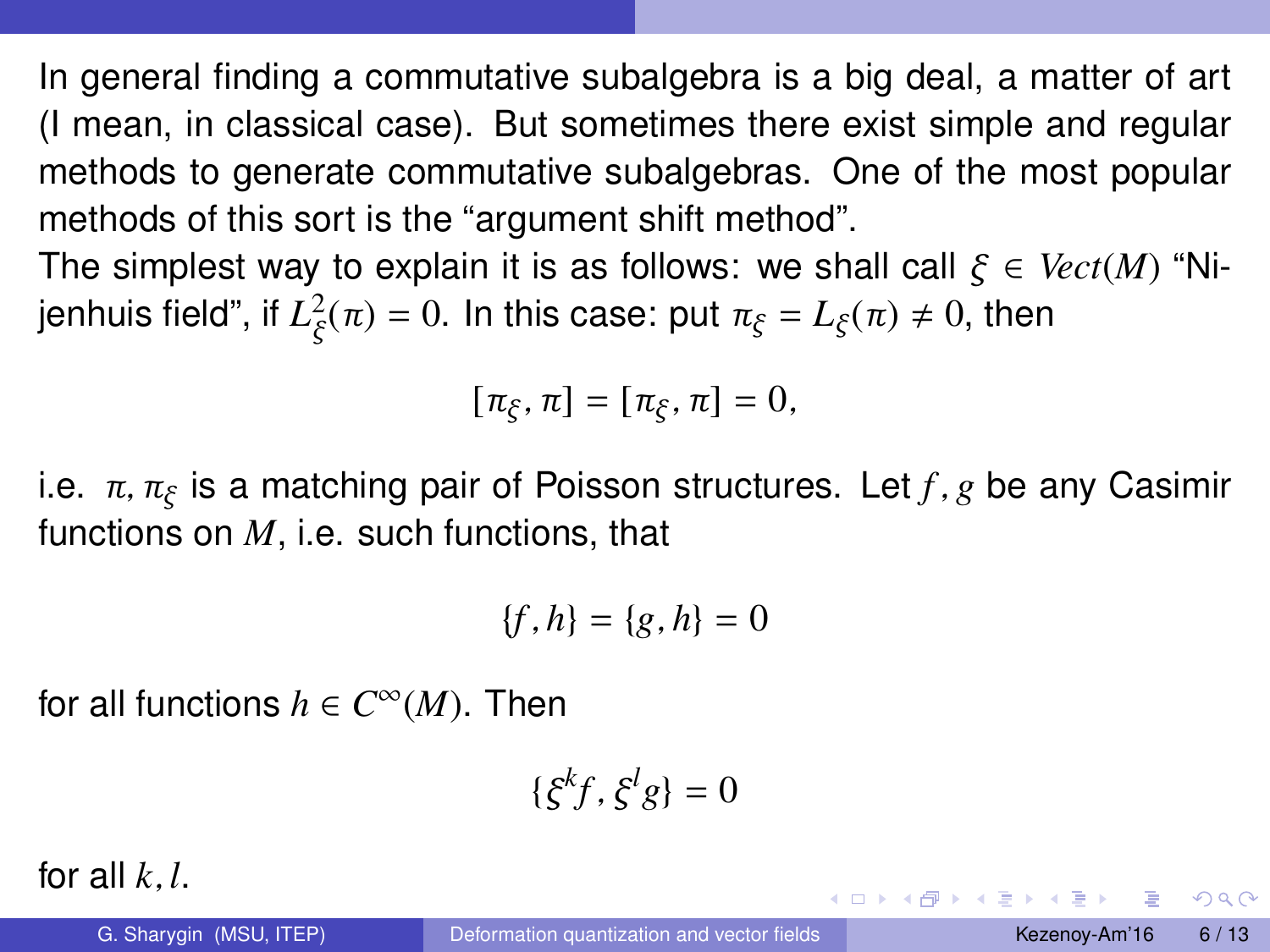In general finding a commutative subalgebra is a big deal, a matter of art (I mean, in classical case). But sometimes there exist simple and regular methods to generate commutative subalgebras. One of the most popular methods of this sort is the "argument shift method".

The simplest way to explain it is as follows: we shall call $\xi \in Vect(M)$ "Nijenhuis field", if $L_\xi^2(\pi) = 0$. In this case: put $\pi_\xi = L_\xi(\pi) \neq 0$, then

$$[\pi_\xi, \pi] = [\pi_\xi, \pi] = 0,$$

i.e. $\pi, \pi_\xi$ is a matching pair of Poisson structures. Let $f, g$ be any Casimir functions on $M$, i.e. such functions, that

$$\{f, h\} = \{g, h\} = 0$$

for all functions $h \in C^\infty(M)$. Then

$$\{\xi^k f, \xi^l g\} = 0$$

for all $k, l$.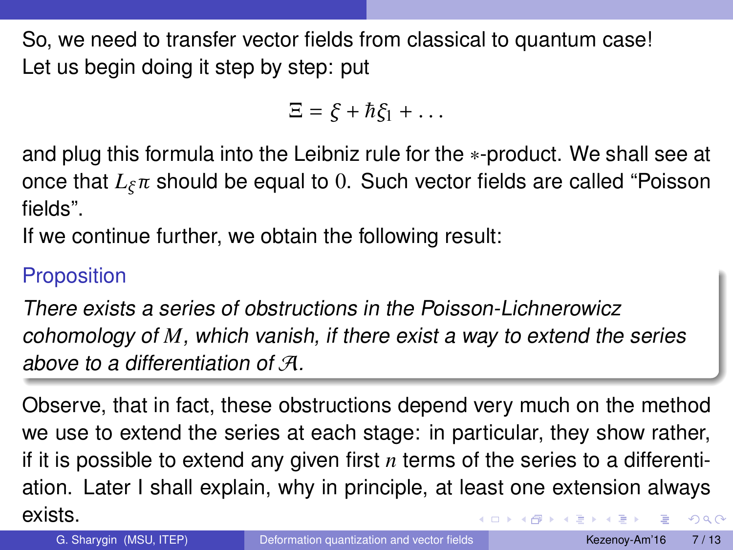So, we need to transfer vector fields from classical to quantum case! Let us begin doing it step by step: put

$$\Xi = \xi + \hbar\xi_1 + \dots$$

and plug this formula into the Leibniz rule for the $*$-product. We shall see at once that $L_\xi \pi$ should be equal to $0$. Such vector fields are called "Poisson fields".

If we continue further, we obtain the following result:

### Proposition

*There exists a series of obstructions in the Poisson-Lichnerowicz cohomology of $M$, which vanish, if there exist a way to extend the series above to a differentiation of $\mathcal{A}$.*

Observe, that in fact, these obstructions depend very much on the method we use to extend the series at each stage: in particular, they show rather, if it is possible to extend any given first $n$ terms of the series to a differentiation. Later I shall explain, why in principle, at least one extension always exists.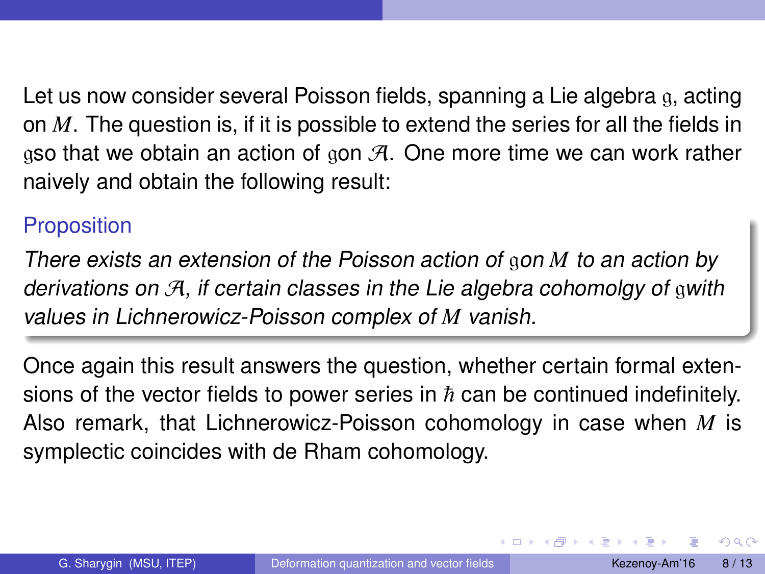Let us now consider several Poisson fields, spanning a Lie algebra $\mathfrak{g}$, acting on $M$. The question is, if it is possible to extend the series for all the fields in $\mathfrak{g}$so that we obtain an action of $\mathfrak{g}$on $\mathcal{A}$. One more time we can work rather naively and obtain the following result:

**Proposition**

*There exists an extension of the Poisson action of $\mathfrak{g}$on $M$ to an action by derivations on $\mathcal{A}$, if certain classes in the Lie algebra cohomolgy of $\mathfrak{g}$with values in Lichnerowicz-Poisson complex of $M$ vanish.*

Once again this result answers the question, whether certain formal extensions of the vector fields to power series in $\hbar$ can be continued indefinitely. Also remark, that Lichnerowicz-Poisson cohomology in case when $M$ is symplectic coincides with de Rham cohomology.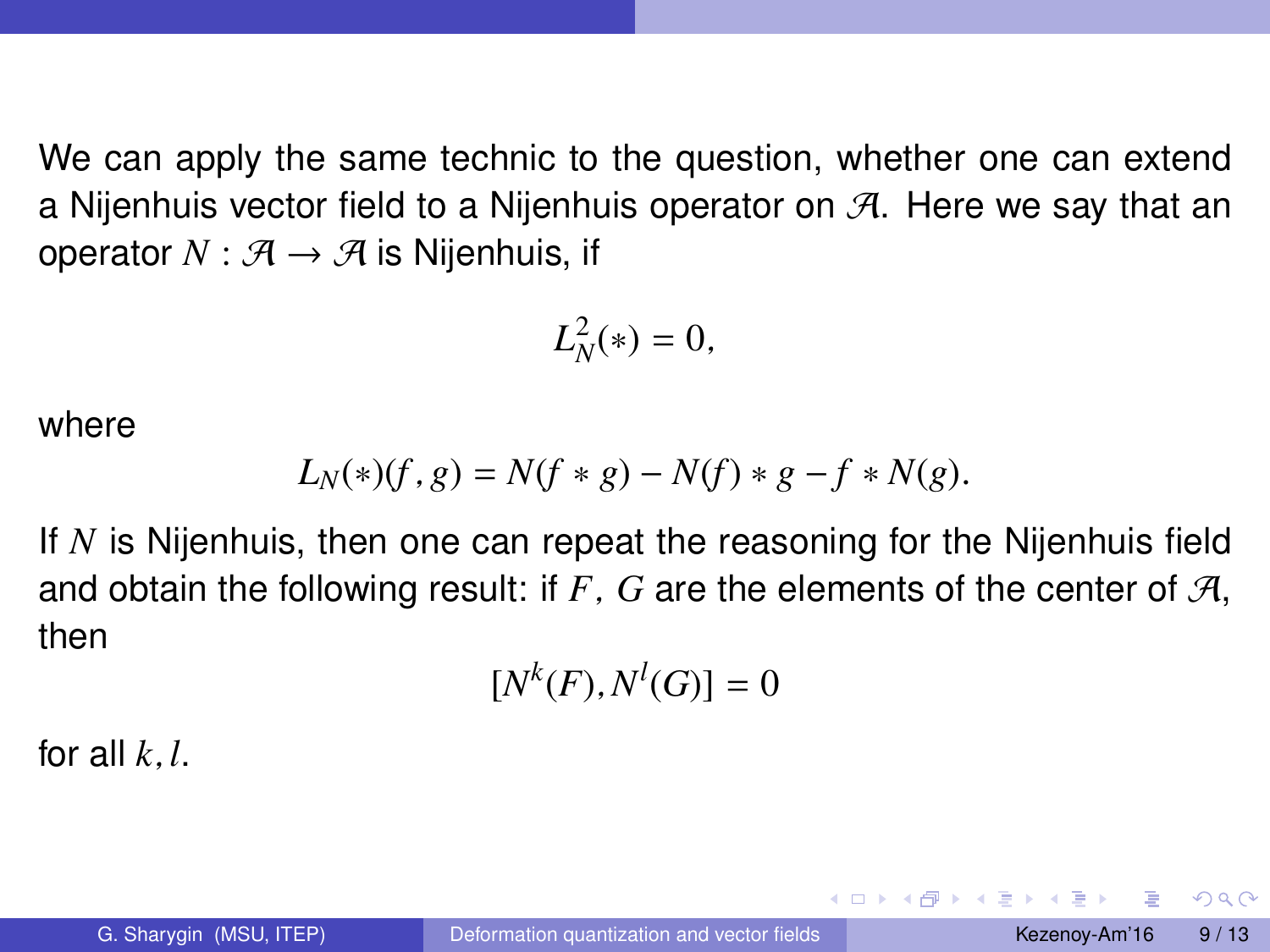We can apply the same technic to the question, whether one can extend a Nijenhuis vector field to a Nijenhuis operator on $\mathcal{A}$. Here we say that an operator $N : \mathcal{A} \to \mathcal{A}$ is Nijenhuis, if

$$L_N^2(*) = 0,$$

where

$$L_N(*)(f, g) = N(f * g) - N(f) * g - f * N(g).$$

If $N$ is Nijenhuis, then one can repeat the reasoning for the Nijenhuis field and obtain the following result: if $F$, $G$ are the elements of the center of $\mathcal{A}$, then

$$[N^k(F), N^l(G)] = 0$$

for all $k, l$.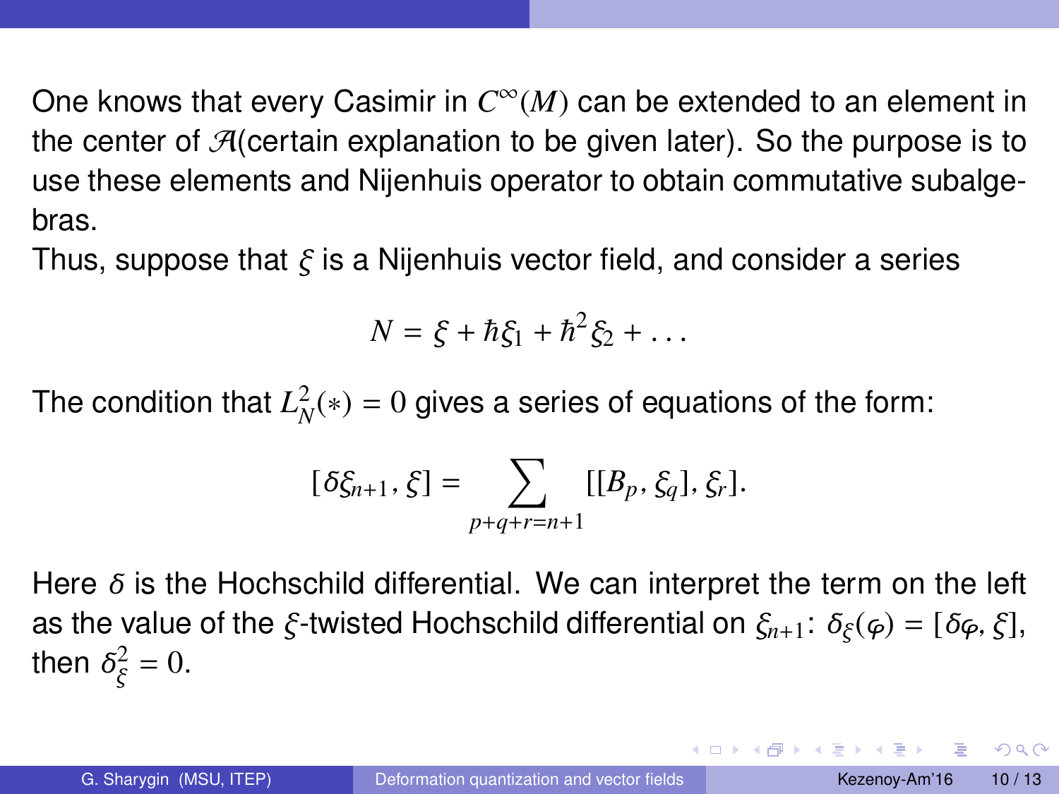One knows that every Casimir in $C^\infty(M)$ can be extended to an element in the center of $\mathcal{A}$(certain explanation to be given later). So the purpose is to use these elements and Nijenhuis operator to obtain commutative subalgebras.

Thus, suppose that $\xi$ is a Nijenhuis vector field, and consider a series

$$N = \xi + \hbar\xi_1 + \hbar^2\xi_2 + \dots$$

The condition that $L_N^2(*) = 0$ gives a series of equations of the form:

$$[\delta\xi_{n+1}, \xi] = \sum_{p+q+r=n+1} [[B_p, \xi_q], \xi_r].$$

Here $\delta$ is the Hochschild differential. We can interpret the term on the left as the value of the $\xi$-twisted Hochschild differential on $\xi_{n+1}$: $\delta_\xi(\varphi) = [\delta\varphi, \xi]$, then $\delta_\xi^2 = 0$.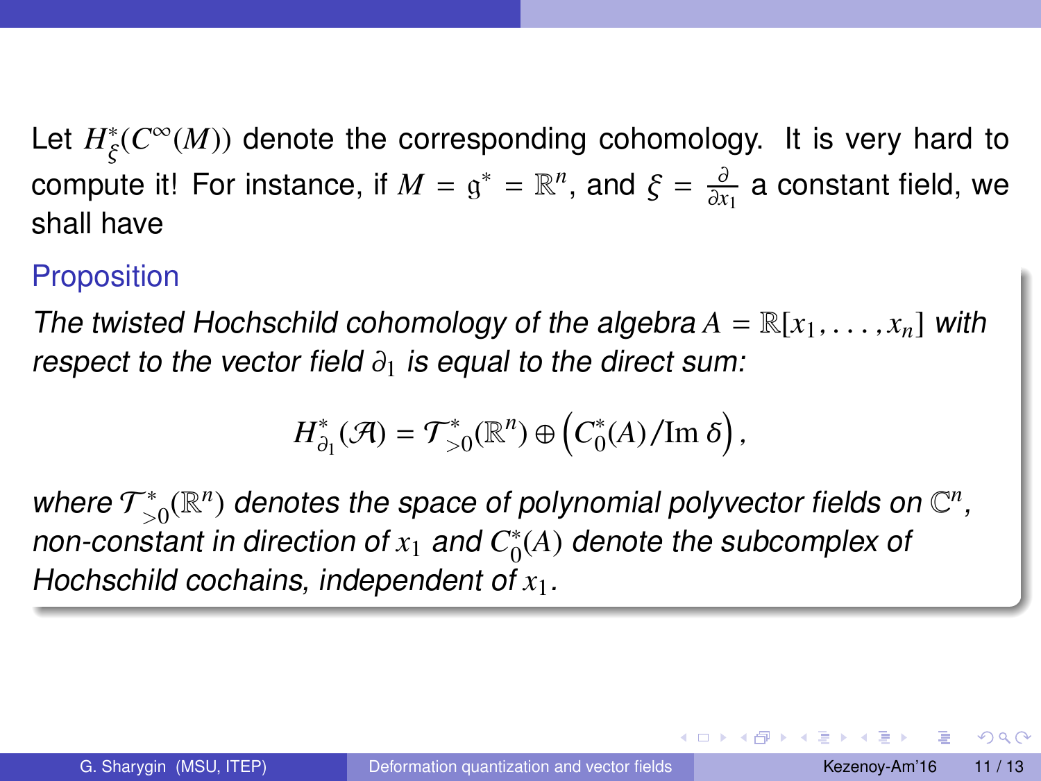Let $H^*_\xi(C^\infty(M))$ denote the corresponding cohomology. It is very hard to compute it! For instance, if $M = \mathfrak{g}^* = \mathbb{R}^n$, and $\xi = \frac{\partial}{\partial x_1}$ a constant field, we shall have

### Proposition

*The twisted Hochschild cohomology of the algebra $A = \mathbb{R}[x_1, \dots, x_n]$ with respect to the vector field $\partial_1$ is equal to the direct sum:*

$$H^*_{\partial_1}(\mathcal{A}) = \mathcal{T}^*_{>0}(\mathbb{R}^n) \oplus \left(C^*_0(A)/\mathrm{Im}\,\delta\right),$$

*where $\mathcal{T}^*_{>0}(\mathbb{R}^n)$ denotes the space of polynomial polyvector fields on $\mathbb{C}^n$, non-constant in direction of $x_1$ and $C^*_0(A)$ denote the subcomplex of Hochschild cochains, independent of $x_1$.*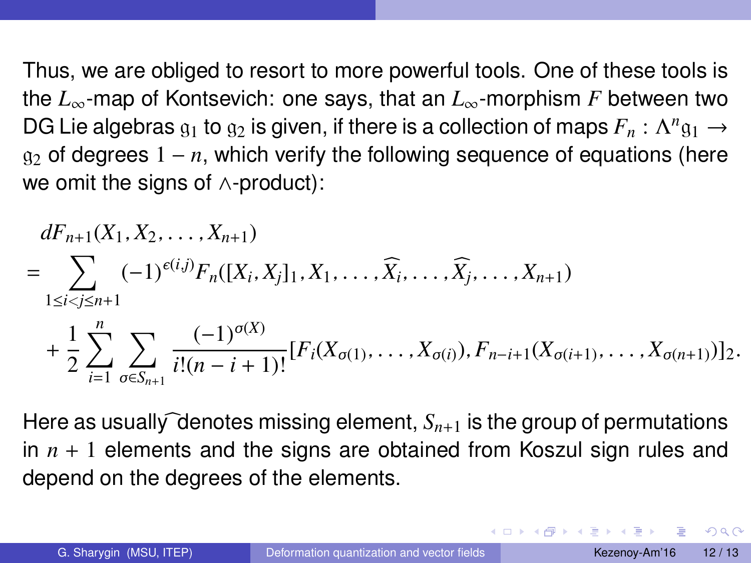Thus, we are obliged to resort to more powerful tools. One of these tools is the $L_\infty$-map of Kontsevich: one says, that an $L_\infty$-morphism $F$ between two DG Lie algebras $\mathfrak{g}_1$ to $\mathfrak{g}_2$ is given, if there is a collection of maps $F_n : \Lambda^n \mathfrak{g}_1 \to \mathfrak{g}_2$ of degrees $1-n$, which verify the following sequence of equations (here we omit the signs of $\wedge$-product):

$$
\begin{aligned}
& dF_{n+1}(X_1, X_2, \dots, X_{n+1}) \\
&= \sum_{1 \le i < j \le n+1} (-1)^{\epsilon(i,j)} F_n([X_i, X_j]_1, X_1, \dots, \widehat{X_i}, \dots, \widehat{X_j}, \dots, X_{n+1}) \\
&\quad + \frac{1}{2} \sum_{i=1}^{n} \sum_{\sigma \in S_{n+1}} \frac{(-1)^{\sigma(X)}}{i!(n-i+1)!} [F_i(X_{\sigma(1)}, \dots, X_{\sigma(i)}), F_{n-i+1}(X_{\sigma(i+1)}, \dots, X_{\sigma(n+1)})]_2.
\end{aligned}
$$

Here as usually $\widehat{\ }$ denotes missing element, $S_{n+1}$ is the group of permutations in $n+1$ elements and the signs are obtained from Koszul sign rules and depend on the degrees of the elements.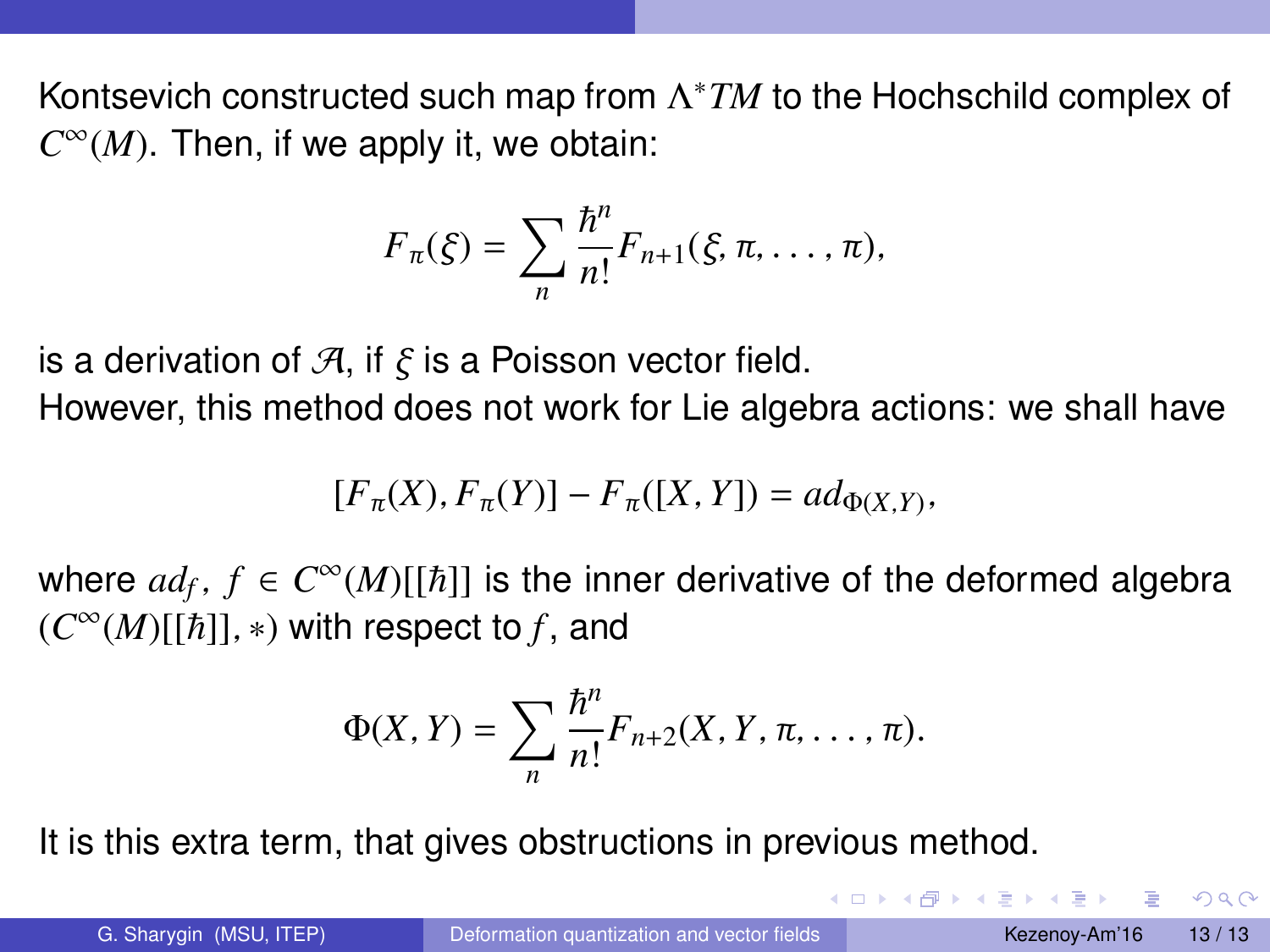Kontsevich constructed such map from $\Lambda^* TM$ to the Hochschild complex of $C^\infty(M)$. Then, if we apply it, we obtain:

$$F_\pi(\xi) = \sum_n \frac{\hbar^n}{n!} F_{n+1}(\xi, \pi, \ldots, \pi),$$

is a derivation of $\mathcal{A}$, if $\xi$ is a Poisson vector field.
However, this method does not work for Lie algebra actions: we shall have

$$[F_\pi(X), F_\pi(Y)] - F_\pi([X, Y]) = ad_{\Phi(X,Y)},$$

where $ad_f,\ f \in C^\infty(M)[[\hbar]]$ is the inner derivative of the deformed algebra $(C^\infty(M)[[\hbar]], *)$ with respect to $f$, and

$$\Phi(X, Y) = \sum_n \frac{\hbar^n}{n!} F_{n+2}(X, Y, \pi, \ldots, \pi).$$

It is this extra term, that gives obstructions in previous method.